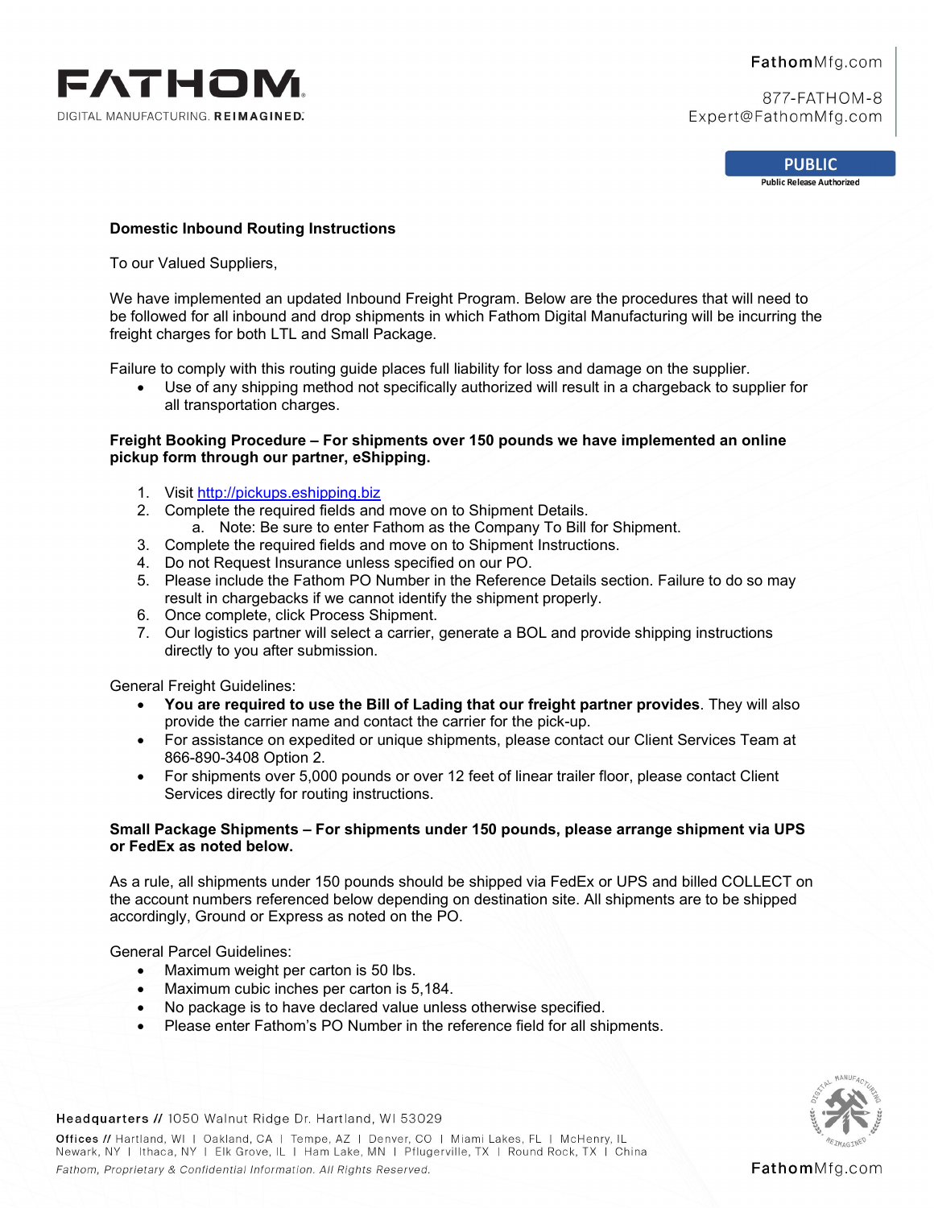# Domestic Inbound Routing Instructions

To our Valued Suppliers,

We have implemented an updated Inbound Freight Program. Below are the procedures that will need to be followed for all inbound and drop shipments in which Fathom Digital Manufacturing will be incurring the freight charges for both LTL and Small Package.

Failure to comply with this routing guide places full liability for loss and damage on the supplier.

- Use of any shipping method not specifically authorized will result in a chargeback to supplier for all transportation charges.

**Freight Booking Procedure – For shipments over 150 pounds we have implemented an online pickup form through our partner, eShipping.**

1. Visit [http://pickups.eshipping.biz](http://pickups.eshipping.biz)
2. Complete the required fields and move on to Shipment Details.
   a. Note: Be sure to enter Fathom as the Company To Bill for Shipment.
3. Complete the required fields and move on to Shipment Instructions.
4. Do not Request Insurance unless specified on our PO.
5. Please include the Fathom PO Number in the Reference Details section. Failure to do so may result in chargebacks if we cannot identify the shipment properly.
6. Once complete, click Process Shipment.
7. Our logistics partner will select a carrier, generate a BOL and provide shipping instructions directly to you after submission.

General Freight Guidelines:

- **You are required to use the Bill of Lading that our freight partner provides**. They will also provide the carrier name and contact the carrier for the pick-up.
- For assistance on expedited or unique shipments, please contact our Client Services Team at 866-890-3408 Option 2.
- For shipments over 5,000 pounds or over 12 feet of linear trailer floor, please contact Client Services directly for routing instructions.

**Small Package Shipments – For shipments under 150 pounds, please arrange shipment via UPS or FedEx as noted below.**

As a rule, all shipments under 150 pounds should be shipped via FedEx or UPS and billed COLLECT on the account numbers referenced below depending on destination site. All shipments are to be shipped accordingly, Ground or Express as noted on the PO.

General Parcel Guidelines:

- Maximum weight per carton is 50 lbs.
- Maximum cubic inches per carton is 5,184.
- No package is to have declared value unless otherwise specified.
- Please enter Fathom's PO Number in the reference field for all shipments.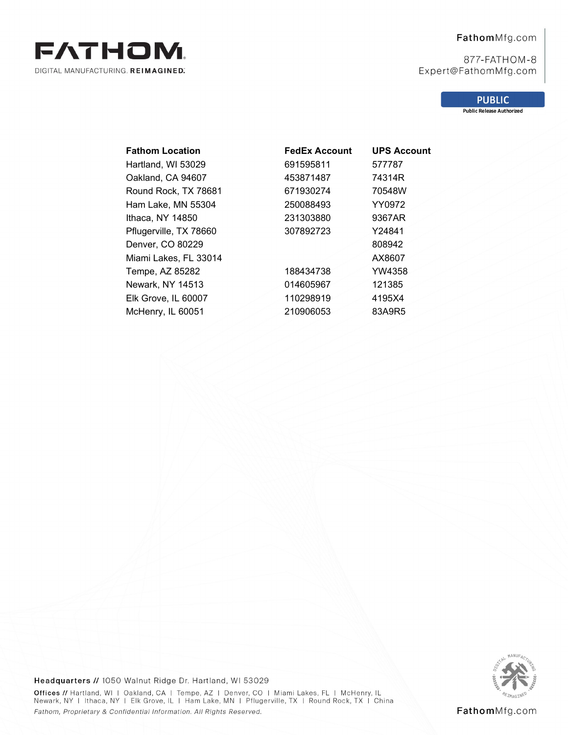PUBLIC
Public Release Authorized

| Fathom Location | FedEx Account | UPS Account |
|---|---|---|
| Hartland, WI 53029 | 691595811 | 577787 |
| Oakland, CA 94607 | 453871487 | 74314R |
| Round Rock, TX 78681 | 671930274 | 70548W |
| Ham Lake, MN 55304 | 250088493 | YY0972 |
| Ithaca, NY 14850 | 231303880 | 9367AR |
| Pflugerville, TX 78660 | 307892723 | Y24841 |
| Denver, CO 80229 | | 808942 |
| Miami Lakes, FL 33014 | | AX8607 |
| Tempe, AZ 85282 | 188434738 | YW4358 |
| Newark, NY 14513 | 014605967 | 121385 |
| Elk Grove, IL 60007 | 110298919 | 4195X4 |
| McHenry, IL 60051 | 210906053 | 83A9R5 |